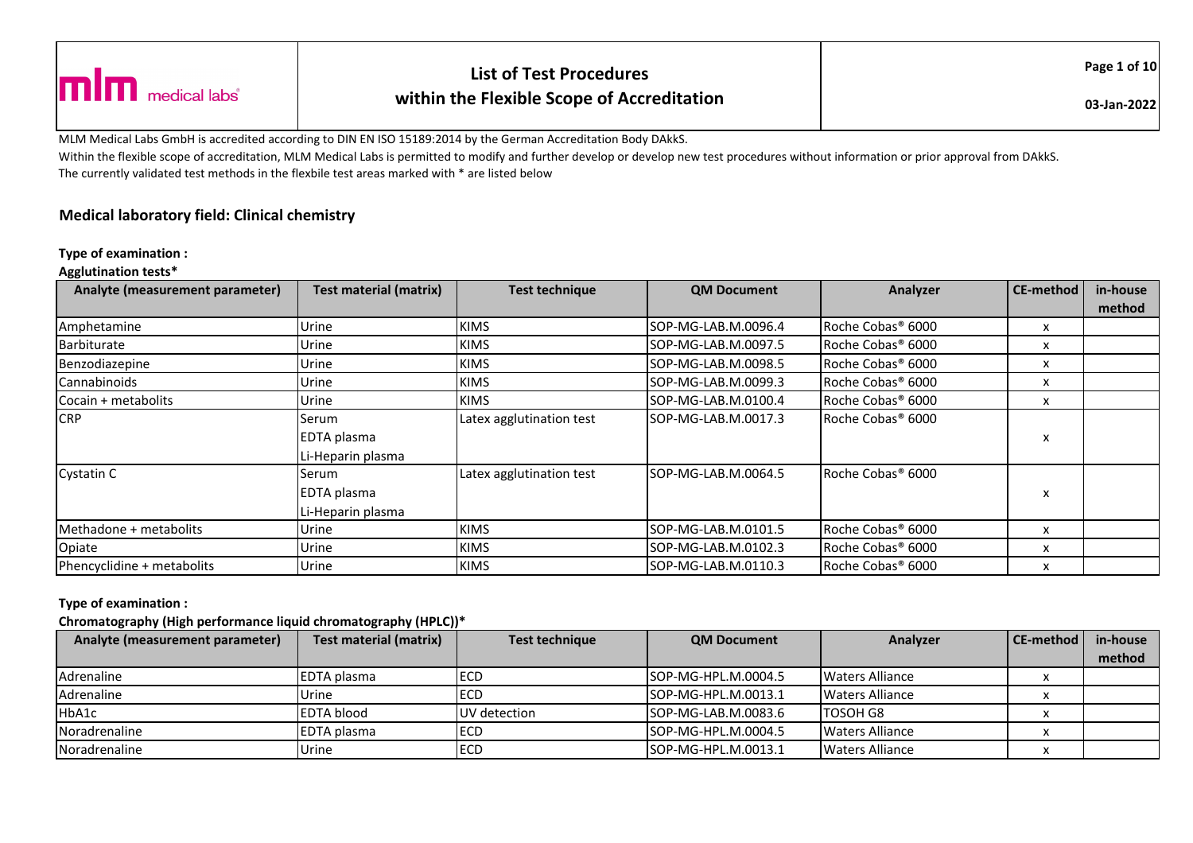**List of Test Procedures within the Flexible Scope of Accreditation**

MLM Medical Labs GmbH is accredited according to DIN EN ISO 15189:2014 by the German Accreditation Body DAkkS.

Within the flexible scope of accreditation, MLM Medical Labs is permitted to modify and further develop or develop new test procedures without information or prior approval from DAkkS.

The currently validated test methods in the flexbile test areas marked with * are listed below

## Medical laboratory field: Clinical chemistry

**Type of examination :**

**Agglutination tests***

| Analyte (measurement parameter) | Test material (matrix) | Test technique | QM Document | Analyzer | CE-method | in-house method |
|---|---|---|---|---|---|---|
| Amphetamine | Urine | KIMS | SOP-MG-LAB.M.0096.4 | Roche Cobas® 6000 | x | |
| Barbiturate | Urine | KIMS | SOP-MG-LAB.M.0097.5 | Roche Cobas® 6000 | x | |
| Benzodiazepine | Urine | KIMS | SOP-MG-LAB.M.0098.5 | Roche Cobas® 6000 | x | |
| Cannabinoids | Urine | KIMS | SOP-MG-LAB.M.0099.3 | Roche Cobas® 6000 | x | |
| Cocain + metabolits | Urine | KIMS | SOP-MG-LAB.M.0100.4 | Roche Cobas® 6000 | x | |
| CRP | Serum<br>EDTA plasma<br>Li-Heparin plasma | Latex agglutination test | SOP-MG-LAB.M.0017.3 | Roche Cobas® 6000 | x | |
| Cystatin C | Serum<br>EDTA plasma<br>Li-Heparin plasma | Latex agglutination test | SOP-MG-LAB.M.0064.5 | Roche Cobas® 6000 | x | |
| Methadone + metabolits | Urine | KIMS | SOP-MG-LAB.M.0101.5 | Roche Cobas® 6000 | x | |
| Opiate | Urine | KIMS | SOP-MG-LAB.M.0102.3 | Roche Cobas® 6000 | x | |
| Phencyclidine + metabolits | Urine | KIMS | SOP-MG-LAB.M.0110.3 | Roche Cobas® 6000 | x | |

**Type of examination :**

**Chromatography (High performance liquid chromatography (HPLC))***

| Analyte (measurement parameter) | Test material (matrix) | Test technique | QM Document | Analyzer | CE-method | in-house method |
|---|---|---|---|---|---|---|
| Adrenaline | EDTA plasma | ECD | SOP-MG-HPL.M.0004.5 | Waters Alliance | x | |
| Adrenaline | Urine | ECD | SOP-MG-HPL.M.0013.1 | Waters Alliance | x | |
| HbA1c | EDTA blood | UV detection | SOP-MG-LAB.M.0083.6 | TOSOH G8 | x | |
| Noradrenaline | EDTA plasma | ECD | SOP-MG-HPL.M.0004.5 | Waters Alliance | x | |
| Noradrenaline | Urine | ECD | SOP-MG-HPL.M.0013.1 | Waters Alliance | x | |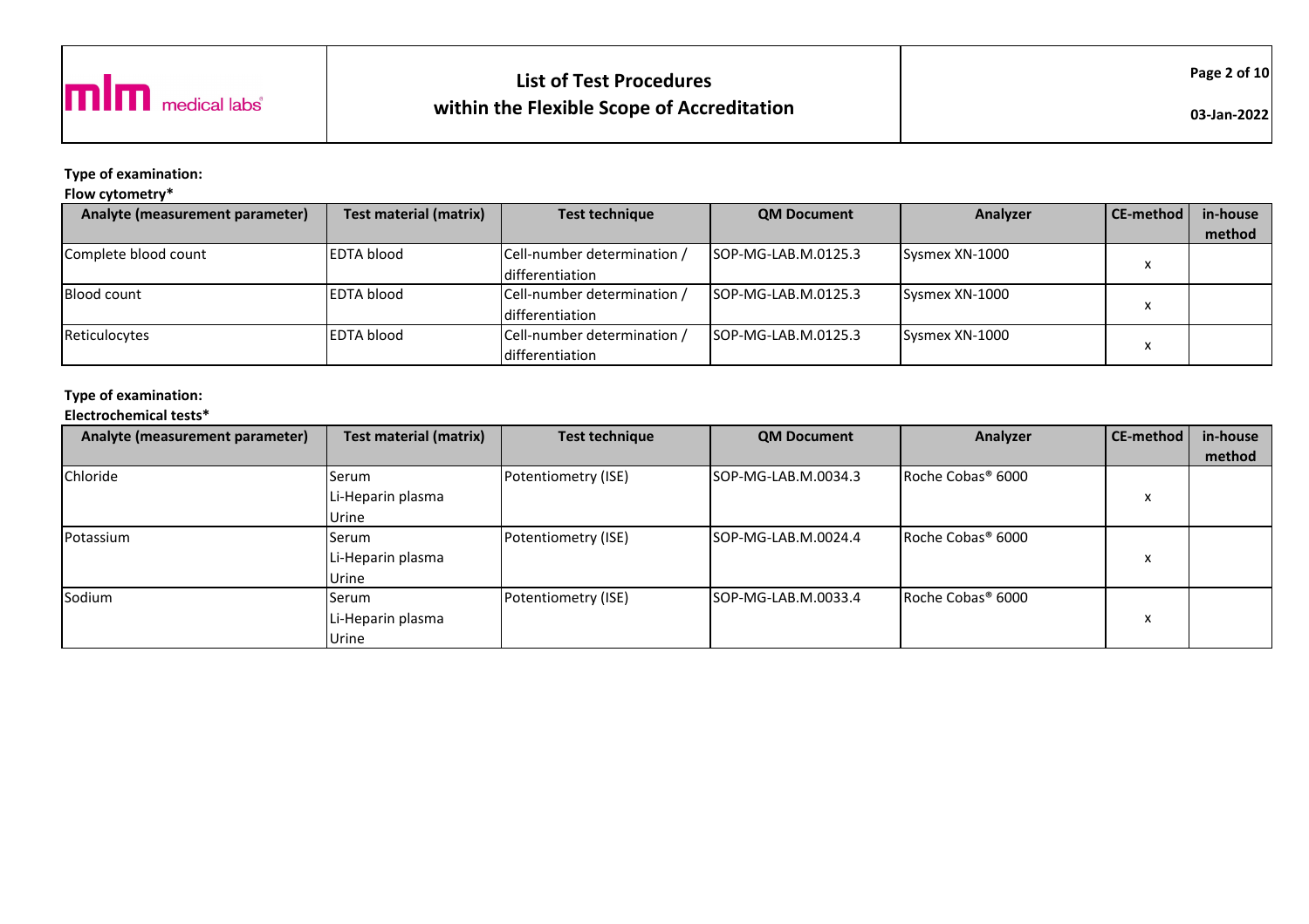**Type of examination:**

**Flow cytometry***

| Analyte (measurement parameter) | Test material (matrix) | Test technique | QM Document | Analyzer | CE-method | in-house method |
|---|---|---|---|---|---|---|
| Complete blood count | EDTA blood | Cell-number determination / differentiation | SOP-MG-LAB.M.0125.3 | Sysmex XN-1000 | x | |
| Blood count | EDTA blood | Cell-number determination / differentiation | SOP-MG-LAB.M.0125.3 | Sysmex XN-1000 | x | |
| Reticulocytes | EDTA blood | Cell-number determination / differentiation | SOP-MG-LAB.M.0125.3 | Sysmex XN-1000 | x | |

**Type of examination:**

**Electrochemical tests***

| Analyte (measurement parameter) | Test material (matrix) | Test technique | QM Document | Analyzer | CE-method | in-house method |
|---|---|---|---|---|---|---|
| Chloride | Serum<br>Li-Heparin plasma<br>Urine | Potentiometry (ISE) | SOP-MG-LAB.M.0034.3 | Roche Cobas® 6000 | x | |
| Potassium | Serum<br>Li-Heparin plasma<br>Urine | Potentiometry (ISE) | SOP-MG-LAB.M.0024.4 | Roche Cobas® 6000 | x | |
| Sodium | Serum<br>Li-Heparin plasma<br>Urine | Potentiometry (ISE) | SOP-MG-LAB.M.0033.4 | Roche Cobas® 6000 | x | |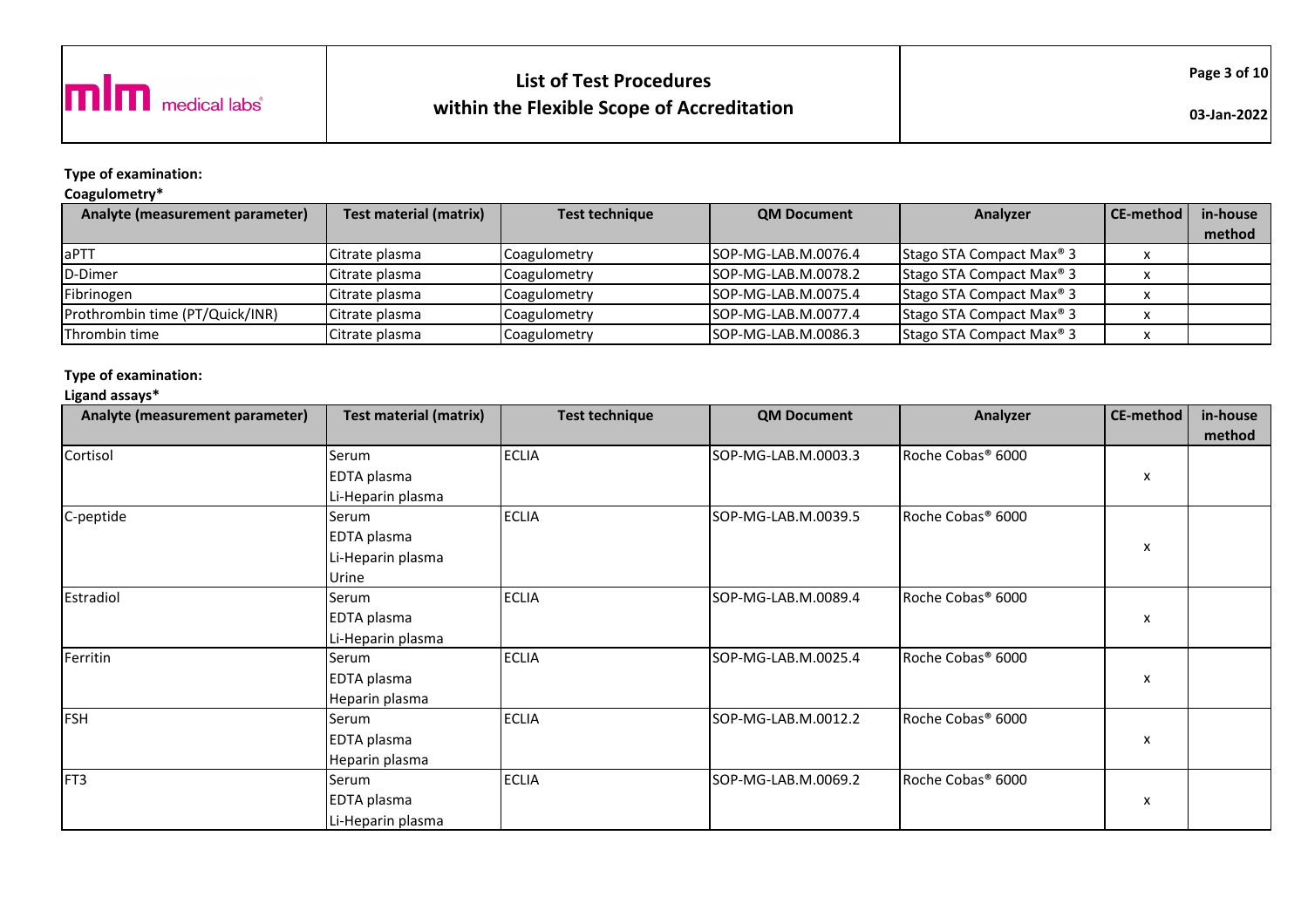**Type of examination:**

**Coagulometry***

| Analyte (measurement parameter) | Test material (matrix) | Test technique | QM Document | Analyzer | CE-method | in-house method |
|---|---|---|---|---|---|---|
| aPTT | Citrate plasma | Coagulometry | SOP-MG-LAB.M.0076.4 | Stago STA Compact Max® 3 | x | |
| D-Dimer | Citrate plasma | Coagulometry | SOP-MG-LAB.M.0078.2 | Stago STA Compact Max® 3 | x | |
| Fibrinogen | Citrate plasma | Coagulometry | SOP-MG-LAB.M.0075.4 | Stago STA Compact Max® 3 | x | |
| Prothrombin time (PT/Quick/INR) | Citrate plasma | Coagulometry | SOP-MG-LAB.M.0077.4 | Stago STA Compact Max® 3 | x | |
| Thrombin time | Citrate plasma | Coagulometry | SOP-MG-LAB.M.0086.3 | Stago STA Compact Max® 3 | x | |

**Type of examination:**

**Ligand assays***

| Analyte (measurement parameter) | Test material (matrix) | Test technique | QM Document | Analyzer | CE-method | in-house method |
|---|---|---|---|---|---|---|
| Cortisol | Serum<br>EDTA plasma<br>Li-Heparin plasma | ECLIA | SOP-MG-LAB.M.0003.3 | Roche Cobas® 6000 | x | |
| C-peptide | Serum<br>EDTA plasma<br>Li-Heparin plasma<br>Urine | ECLIA | SOP-MG-LAB.M.0039.5 | Roche Cobas® 6000 | x | |
| Estradiol | Serum<br>EDTA plasma<br>Li-Heparin plasma | ECLIA | SOP-MG-LAB.M.0089.4 | Roche Cobas® 6000 | x | |
| Ferritin | Serum<br>EDTA plasma<br>Heparin plasma | ECLIA | SOP-MG-LAB.M.0025.4 | Roche Cobas® 6000 | x | |
| FSH | Serum<br>EDTA plasma<br>Heparin plasma | ECLIA | SOP-MG-LAB.M.0012.2 | Roche Cobas® 6000 | x | |
| FT3 | Serum<br>EDTA plasma<br>Li-Heparin plasma | ECLIA | SOP-MG-LAB.M.0069.2 | Roche Cobas® 6000 | x | |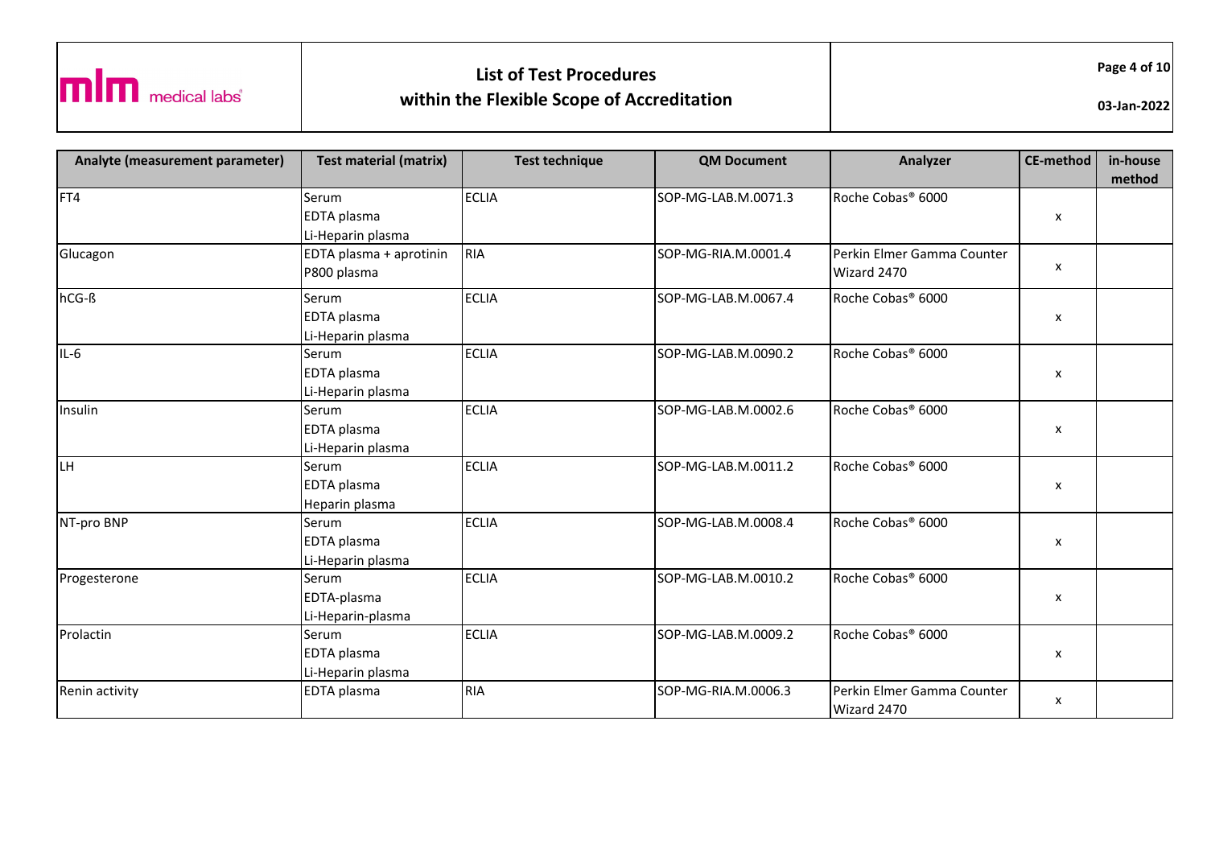| Analyte (measurement parameter) | Test material (matrix) | Test technique | QM Document | Analyzer | CE-method | in-house method |
|---|---|---|---|---|---|---|
| FT4 | Serum<br>EDTA plasma<br>Li-Heparin plasma | ECLIA | SOP-MG-LAB.M.0071.3 | Roche Cobas® 6000 | x | |
| Glucagon | EDTA plasma + aprotinin<br>P800 plasma | RIA | SOP-MG-RIA.M.0001.4 | Perkin Elmer Gamma Counter Wizard 2470 | x | |
| hCG-ß | Serum<br>EDTA plasma<br>Li-Heparin plasma | ECLIA | SOP-MG-LAB.M.0067.4 | Roche Cobas® 6000 | x | |
| IL-6 | Serum<br>EDTA plasma<br>Li-Heparin plasma | ECLIA | SOP-MG-LAB.M.0090.2 | Roche Cobas® 6000 | x | |
| Insulin | Serum<br>EDTA plasma<br>Li-Heparin plasma | ECLIA | SOP-MG-LAB.M.0002.6 | Roche Cobas® 6000 | x | |
| LH | Serum<br>EDTA plasma<br>Heparin plasma | ECLIA | SOP-MG-LAB.M.0011.2 | Roche Cobas® 6000 | x | |
| NT-pro BNP | Serum<br>EDTA plasma<br>Li-Heparin plasma | ECLIA | SOP-MG-LAB.M.0008.4 | Roche Cobas® 6000 | x | |
| Progesterone | Serum<br>EDTA-plasma<br>Li-Heparin-plasma | ECLIA | SOP-MG-LAB.M.0010.2 | Roche Cobas® 6000 | x | |
| Prolactin | Serum<br>EDTA plasma<br>Li-Heparin plasma | ECLIA | SOP-MG-LAB.M.0009.2 | Roche Cobas® 6000 | x | |
| Renin activity | EDTA plasma | RIA | SOP-MG-RIA.M.0006.3 | Perkin Elmer Gamma Counter Wizard 2470 | x | |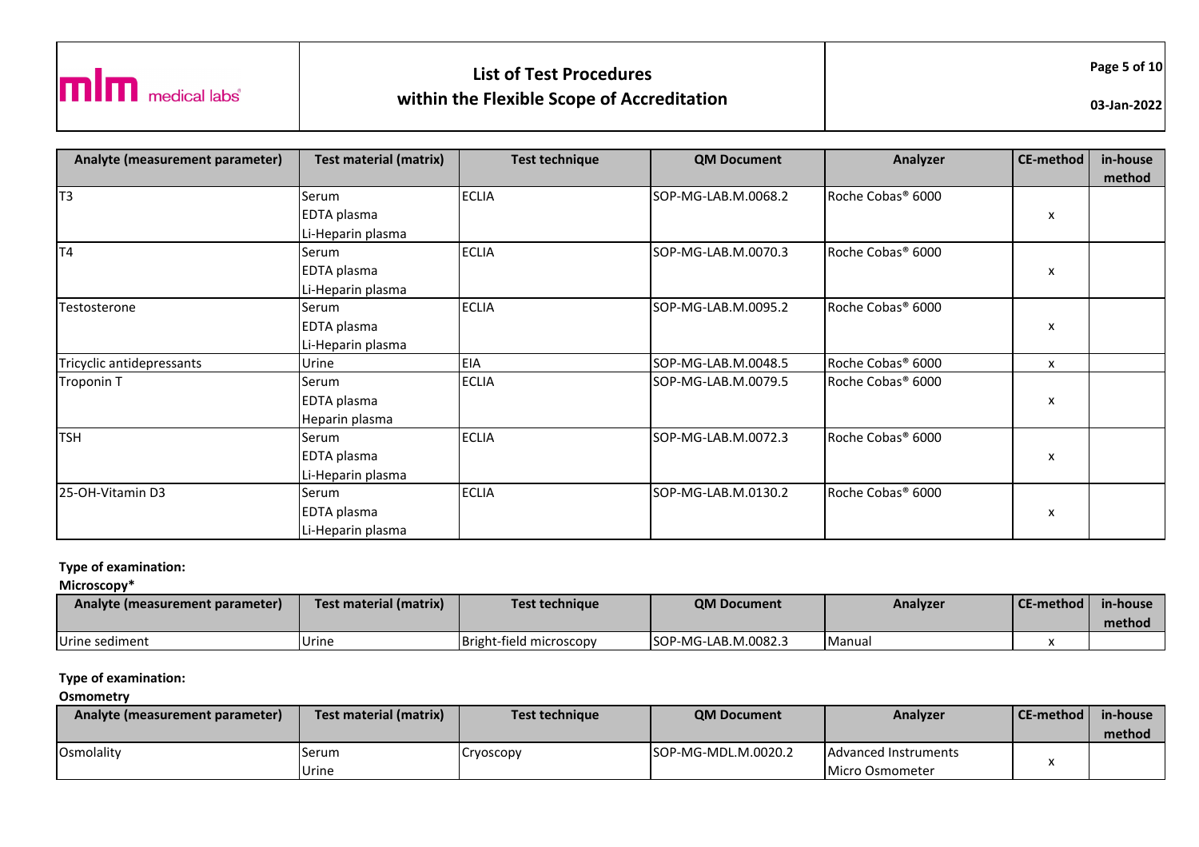| Analyte (measurement parameter) | Test material (matrix) | Test technique | QM Document | Analyzer | CE-method | in-house method |
|---|---|---|---|---|---|---|
| T3 | Serum<br>EDTA plasma<br>Li-Heparin plasma | ECLIA | SOP-MG-LAB.M.0068.2 | Roche Cobas® 6000 | x | |
| T4 | Serum<br>EDTA plasma<br>Li-Heparin plasma | ECLIA | SOP-MG-LAB.M.0070.3 | Roche Cobas® 6000 | x | |
| Testosterone | Serum<br>EDTA plasma<br>Li-Heparin plasma | ECLIA | SOP-MG-LAB.M.0095.2 | Roche Cobas® 6000 | x | |
| Tricyclic antidepressants | Urine | EIA | SOP-MG-LAB.M.0048.5 | Roche Cobas® 6000 | x | |
| Troponin T | Serum<br>EDTA plasma<br>Heparin plasma | ECLIA | SOP-MG-LAB.M.0079.5 | Roche Cobas® 6000 | x | |
| TSH | Serum<br>EDTA plasma<br>Li-Heparin plasma | ECLIA | SOP-MG-LAB.M.0072.3 | Roche Cobas® 6000 | x | |
| 25-OH-Vitamin D3 | Serum<br>EDTA plasma<br>Li-Heparin plasma | ECLIA | SOP-MG-LAB.M.0130.2 | Roche Cobas® 6000 | x | |

**Type of examination:**

**Microscopy***

| Analyte (measurement parameter) | Test material (matrix) | Test technique | QM Document | Analyzer | CE-method | in-house method |
|---|---|---|---|---|---|---|
| Urine sediment | Urine | Bright-field microscopy | SOP-MG-LAB.M.0082.3 | Manual | x | |

**Type of examination:**

**Osmometry**

| Analyte (measurement parameter) | Test material (matrix) | Test technique | QM Document | Analyzer | CE-method | in-house method |
|---|---|---|---|---|---|---|
| Osmolality | Serum<br>Urine | Cryoscopy | SOP-MG-MDL.M.0020.2 | Advanced Instruments Micro Osmometer | x | |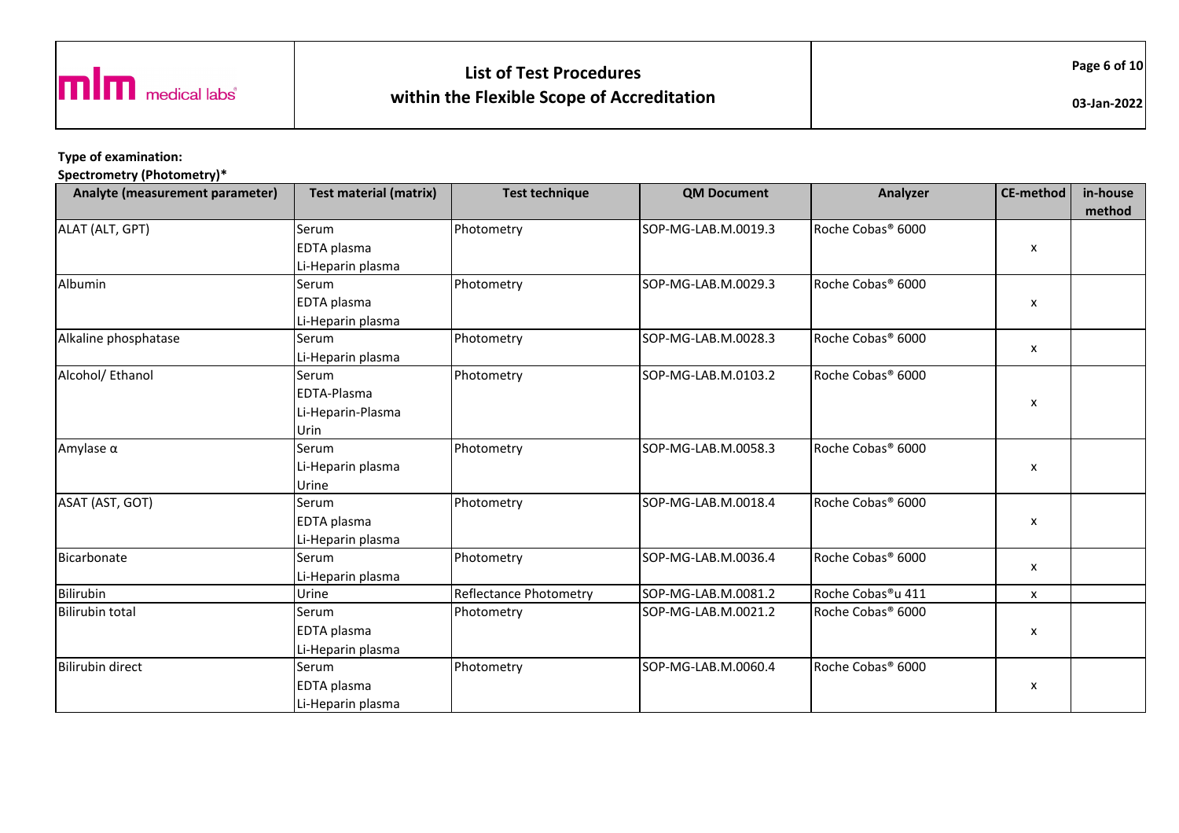**Type of examination:**

**Spectrometry (Photometry)***

| Analyte (measurement parameter) | Test material (matrix) | Test technique | QM Document | Analyzer | CE-method | in-house method |
|---|---|---|---|---|---|---|
| ALAT (ALT, GPT) | Serum<br>EDTA plasma<br>Li-Heparin plasma | Photometry | SOP-MG-LAB.M.0019.3 | Roche Cobas® 6000 | x | |
| Albumin | Serum<br>EDTA plasma<br>Li-Heparin plasma | Photometry | SOP-MG-LAB.M.0029.3 | Roche Cobas® 6000 | x | |
| Alkaline phosphatase | Serum<br>Li-Heparin plasma | Photometry | SOP-MG-LAB.M.0028.3 | Roche Cobas® 6000 | x | |
| Alcohol/ Ethanol | Serum<br>EDTA-Plasma<br>Li-Heparin-Plasma<br>Urin | Photometry | SOP-MG-LAB.M.0103.2 | Roche Cobas® 6000 | x | |
| Amylase α | Serum<br>Li-Heparin plasma<br>Urine | Photometry | SOP-MG-LAB.M.0058.3 | Roche Cobas® 6000 | x | |
| ASAT (AST, GOT) | Serum<br>EDTA plasma<br>Li-Heparin plasma | Photometry | SOP-MG-LAB.M.0018.4 | Roche Cobas® 6000 | x | |
| Bicarbonate | Serum<br>Li-Heparin plasma | Photometry | SOP-MG-LAB.M.0036.4 | Roche Cobas® 6000 | x | |
| Bilirubin | Urine | Reflectance Photometry | SOP-MG-LAB.M.0081.2 | Roche Cobas®u 411 | x | |
| Bilirubin total | Serum<br>EDTA plasma<br>Li-Heparin plasma | Photometry | SOP-MG-LAB.M.0021.2 | Roche Cobas® 6000 | x | |
| Bilirubin direct | Serum<br>EDTA plasma<br>Li-Heparin plasma | Photometry | SOP-MG-LAB.M.0060.4 | Roche Cobas® 6000 | x | |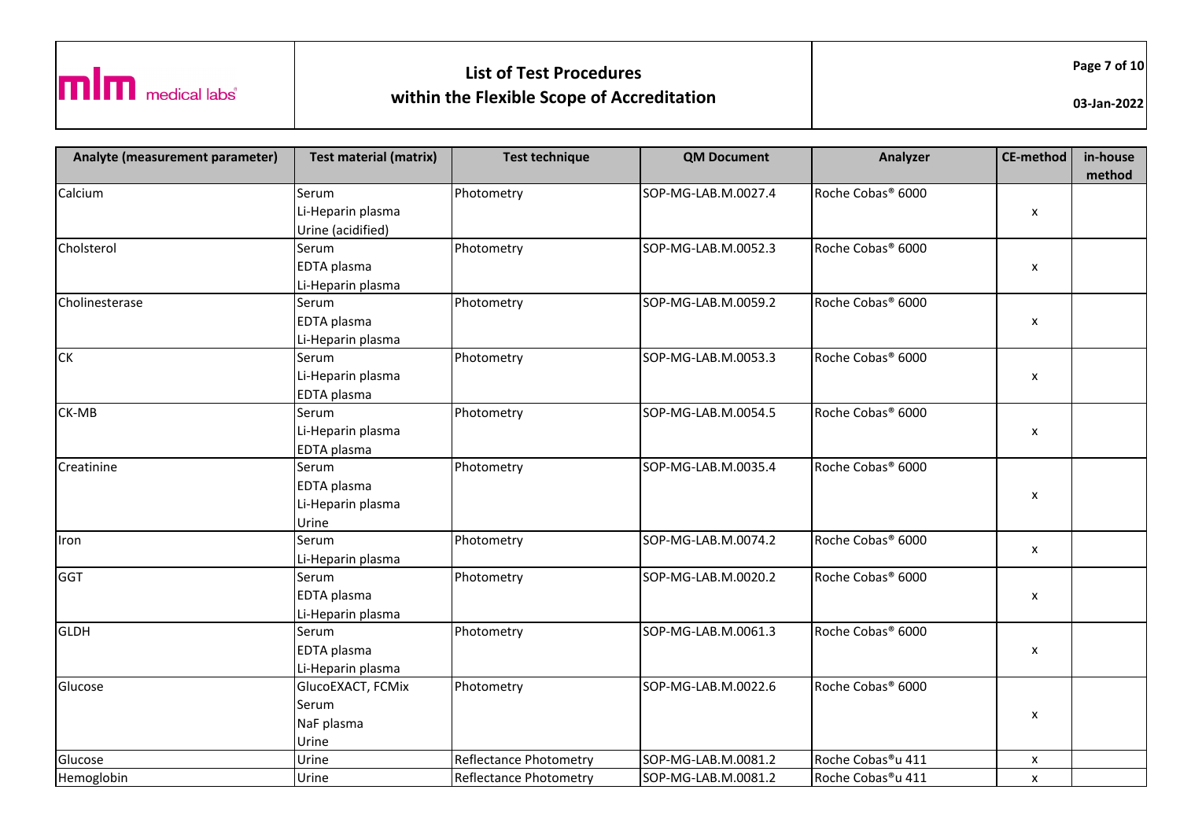# List of Test Procedures within the Flexible Scope of Accreditation

| Analyte (measurement parameter) | Test material (matrix) | Test technique | QM Document | Analyzer | CE-method | in-house method |
|---|---|---|---|---|---|---|
| Calcium | Serum<br>Li-Heparin plasma<br>Urine (acidified) | Photometry | SOP-MG-LAB.M.0027.4 | Roche Cobas® 6000 | x | |
| Cholsterol | Serum<br>EDTA plasma<br>Li-Heparin plasma | Photometry | SOP-MG-LAB.M.0052.3 | Roche Cobas® 6000 | x | |
| Cholinesterase | Serum<br>EDTA plasma<br>Li-Heparin plasma | Photometry | SOP-MG-LAB.M.0059.2 | Roche Cobas® 6000 | x | |
| CK | Serum<br>Li-Heparin plasma<br>EDTA plasma | Photometry | SOP-MG-LAB.M.0053.3 | Roche Cobas® 6000 | x | |
| CK-MB | Serum<br>Li-Heparin plasma<br>EDTA plasma | Photometry | SOP-MG-LAB.M.0054.5 | Roche Cobas® 6000 | x | |
| Creatinine | Serum<br>EDTA plasma<br>Li-Heparin plasma<br>Urine | Photometry | SOP-MG-LAB.M.0035.4 | Roche Cobas® 6000 | x | |
| Iron | Serum<br>Li-Heparin plasma | Photometry | SOP-MG-LAB.M.0074.2 | Roche Cobas® 6000 | x | |
| GGT | Serum<br>EDTA plasma<br>Li-Heparin plasma | Photometry | SOP-MG-LAB.M.0020.2 | Roche Cobas® 6000 | x | |
| GLDH | Serum<br>EDTA plasma<br>Li-Heparin plasma | Photometry | SOP-MG-LAB.M.0061.3 | Roche Cobas® 6000 | x | |
| Glucose | GlucoEXACT, FCMix<br>Serum<br>NaF plasma<br>Urine | Photometry | SOP-MG-LAB.M.0022.6 | Roche Cobas® 6000 | x | |
| Glucose | Urine | Reflectance Photometry | SOP-MG-LAB.M.0081.2 | Roche Cobas®u 411 | x | |
| Hemoglobin | Urine | Reflectance Photometry | SOP-MG-LAB.M.0081.2 | Roche Cobas®u 411 | x | |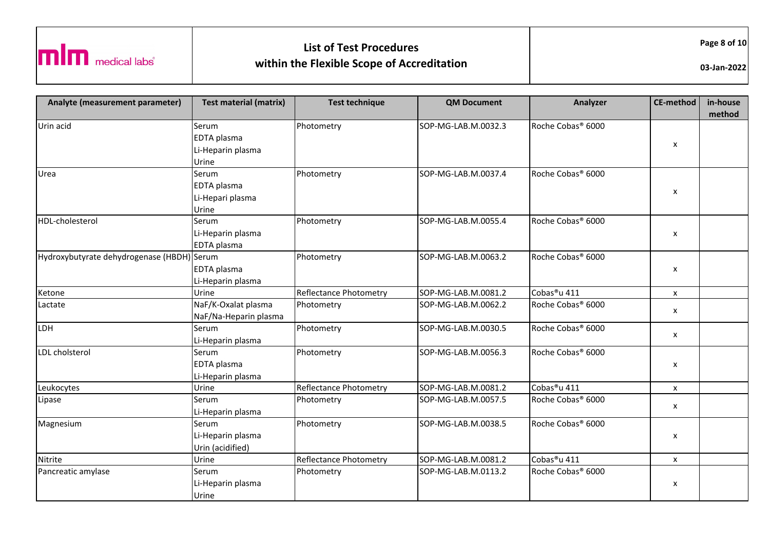| Analyte (measurement parameter) | Test material (matrix) | Test technique | QM Document | Analyzer | CE-method | in-house method |
|---|---|---|---|---|---|---|
| Urin acid | Serum<br>EDTA plasma<br>Li-Heparin plasma<br>Urine | Photometry | SOP-MG-LAB.M.0032.3 | Roche Cobas® 6000 | x | |
| Urea | Serum<br>EDTA plasma<br>Li-Hepari plasma<br>Urine | Photometry | SOP-MG-LAB.M.0037.4 | Roche Cobas® 6000 | x | |
| HDL-cholesterol | Serum<br>Li-Heparin plasma<br>EDTA plasma | Photometry | SOP-MG-LAB.M.0055.4 | Roche Cobas® 6000 | x | |
| Hydroxybutyrate dehydrogenase (HBDH) | Serum<br>EDTA plasma<br>Li-Heparin plasma | Photometry | SOP-MG-LAB.M.0063.2 | Roche Cobas® 6000 | x | |
| Ketone | Urine | Reflectance Photometry | SOP-MG-LAB.M.0081.2 | Cobas®u 411 | x | |
| Lactate | NaF/K-Oxalat plasma<br>NaF/Na-Heparin plasma | Photometry | SOP-MG-LAB.M.0062.2 | Roche Cobas® 6000 | x | |
| LDH | Serum<br>Li-Heparin plasma | Photometry | SOP-MG-LAB.M.0030.5 | Roche Cobas® 6000 | x | |
| LDL cholsterol | Serum<br>EDTA plasma<br>Li-Heparin plasma | Photometry | SOP-MG-LAB.M.0056.3 | Roche Cobas® 6000 | x | |
| Leukocytes | Urine | Reflectance Photometry | SOP-MG-LAB.M.0081.2 | Cobas®u 411 | x | |
| Lipase | Serum<br>Li-Heparin plasma | Photometry | SOP-MG-LAB.M.0057.5 | Roche Cobas® 6000 | x | |
| Magnesium | Serum<br>Li-Heparin plasma<br>Urin (acidified) | Photometry | SOP-MG-LAB.M.0038.5 | Roche Cobas® 6000 | x | |
| Nitrite | Urine | Reflectance Photometry | SOP-MG-LAB.M.0081.2 | Cobas®u 411 | x | |
| Pancreatic amylase | Serum<br>Li-Heparin plasma<br>Urine | Photometry | SOP-MG-LAB.M.0113.2 | Roche Cobas® 6000 | x | |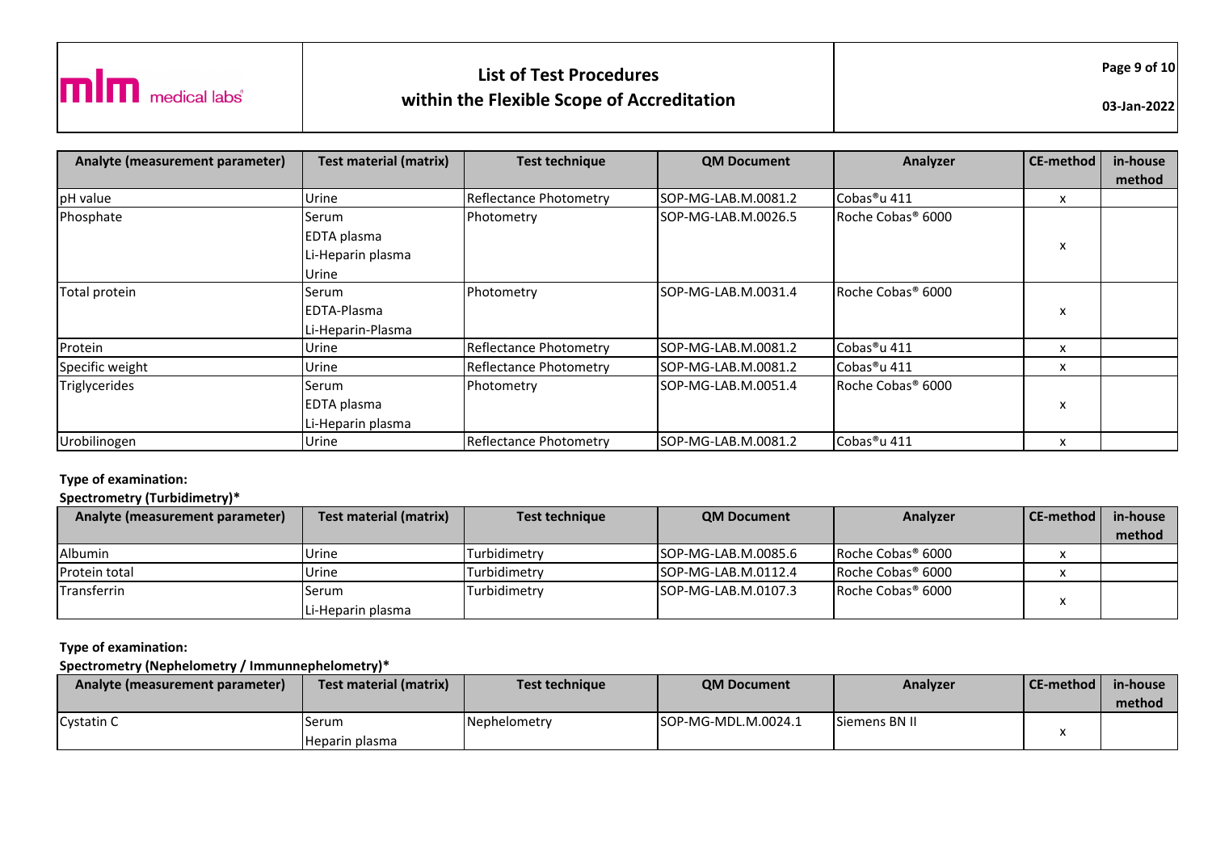| Analyte (measurement parameter) | Test material (matrix) | Test technique | QM Document | Analyzer | CE-method | in-house method |
|---|---|---|---|---|---|---|
| pH value | Urine | Reflectance Photometry | SOP-MG-LAB.M.0081.2 | Cobas®u 411 | x | |
| Phosphate | Serum<br>EDTA plasma<br>Li-Heparin plasma<br>Urine | Photometry | SOP-MG-LAB.M.0026.5 | Roche Cobas® 6000 | x | |
| Total protein | Serum<br>EDTA-Plasma<br>Li-Heparin-Plasma | Photometry | SOP-MG-LAB.M.0031.4 | Roche Cobas® 6000 | x | |
| Protein | Urine | Reflectance Photometry | SOP-MG-LAB.M.0081.2 | Cobas®u 411 | x | |
| Specific weight | Urine | Reflectance Photometry | SOP-MG-LAB.M.0081.2 | Cobas®u 411 | x | |
| Triglycerides | Serum<br>EDTA plasma<br>Li-Heparin plasma | Photometry | SOP-MG-LAB.M.0051.4 | Roche Cobas® 6000 | x | |
| Urobilinogen | Urine | Reflectance Photometry | SOP-MG-LAB.M.0081.2 | Cobas®u 411 | x | |

**Type of examination:**

**Spectrometry (Turbidimetry)***

| Analyte (measurement parameter) | Test material (matrix) | Test technique | QM Document | Analyzer | CE-method | in-house method |
|---|---|---|---|---|---|---|
| Albumin | Urine | Turbidimetry | SOP-MG-LAB.M.0085.6 | Roche Cobas® 6000 | x | |
| Protein total | Urine | Turbidimetry | SOP-MG-LAB.M.0112.4 | Roche Cobas® 6000 | x | |
| Transferrin | Serum<br>Li-Heparin plasma | Turbidimetry | SOP-MG-LAB.M.0107.3 | Roche Cobas® 6000 | x | |

**Type of examination:**

**Spectrometry (Nephelometry / Immunnephelometry)***

| Analyte (measurement parameter) | Test material (matrix) | Test technique | QM Document | Analyzer | CE-method | in-house method |
|---|---|---|---|---|---|---|
| Cystatin C | Serum<br>Heparin plasma | Nephelometry | SOP-MG-MDL.M.0024.1 | Siemens BN II | x | |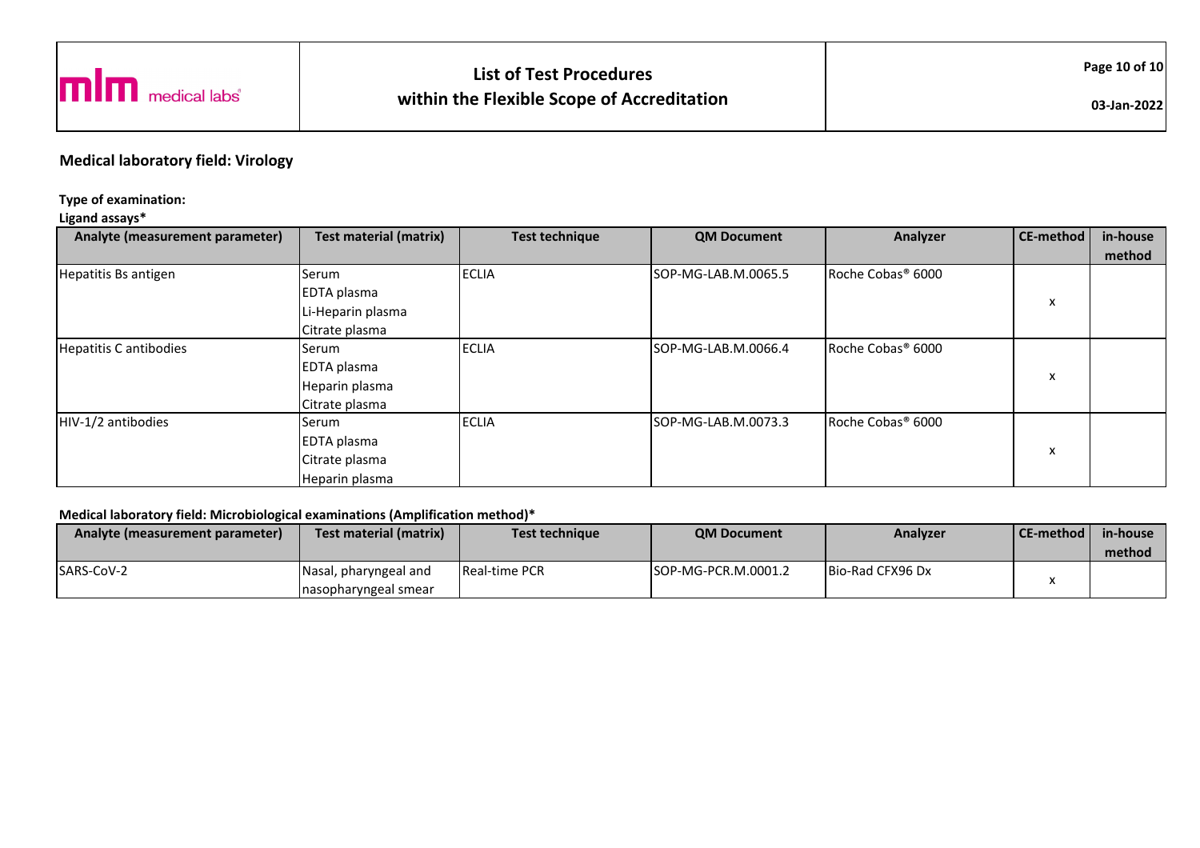## Medical laboratory field: Virology

**Type of examination:**
**Ligand assays***

| Analyte (measurement parameter) | Test material (matrix) | Test technique | QM Document | Analyzer | CE-method | in-house method |
|---|---|---|---|---|---|---|
| Hepatitis Bs antigen | Serum<br>EDTA plasma<br>Li-Heparin plasma<br>Citrate plasma | ECLIA | SOP-MG-LAB.M.0065.5 | Roche Cobas® 6000 | x | |
| Hepatitis C antibodies | Serum<br>EDTA plasma<br>Heparin plasma<br>Citrate plasma | ECLIA | SOP-MG-LAB.M.0066.4 | Roche Cobas® 6000 | x | |
| HIV-1/2 antibodies | Serum<br>EDTA plasma<br>Citrate plasma<br>Heparin plasma | ECLIA | SOP-MG-LAB.M.0073.3 | Roche Cobas® 6000 | x | |

**Medical laboratory field: Microbiological examinations (Amplification method)***

| Analyte (measurement parameter) | Test material (matrix) | Test technique | QM Document | Analyzer | CE-method | in-house method |
|---|---|---|---|---|---|---|
| SARS-CoV-2 | Nasal, pharyngeal and nasopharyngeal smear | Real-time PCR | SOP-MG-PCR.M.0001.2 | Bio-Rad CFX96 Dx | x | |